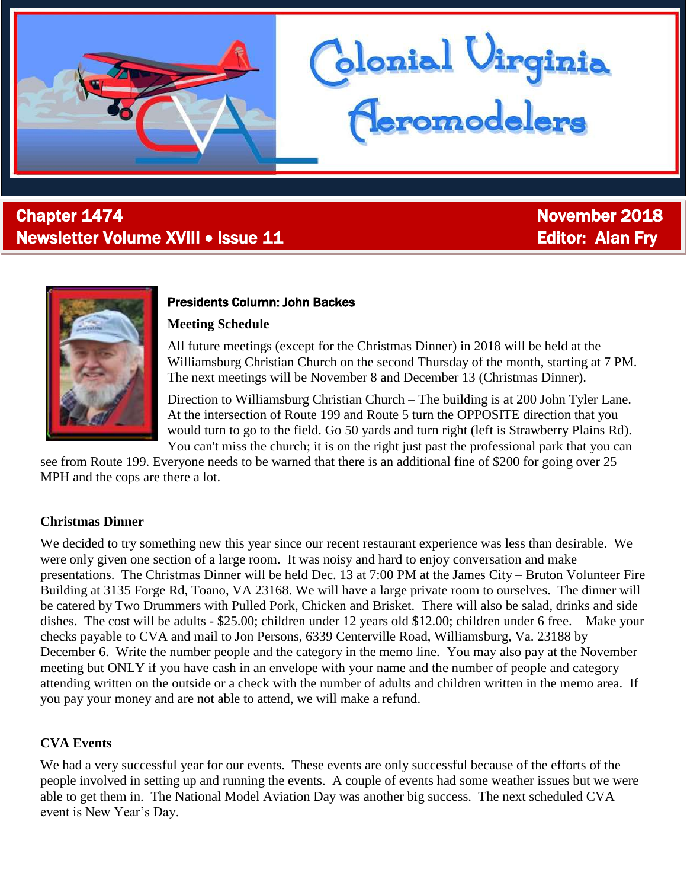# Colonial Virginia Aeromodelers

**Chapter 1474**
**Newsletter Volume XVIII • Issue 11**

**November 2018**
**Editor: Alan Fry**

## Presidents Column: John Backes

### Meeting Schedule

All future meetings (except for the Christmas Dinner) in 2018 will be held at the Williamsburg Christian Church on the second Thursday of the month, starting at 7 PM. The next meetings will be November 8 and December 13 (Christmas Dinner).

Direction to Williamsburg Christian Church – The building is at 200 John Tyler Lane. At the intersection of Route 199 and Route 5 turn the OPPOSITE direction that you would turn to go to the field. Go 50 yards and turn right (left is Strawberry Plains Rd). You can't miss the church; it is on the right just past the professional park that you can see from Route 199. Everyone needs to be warned that there is an additional fine of $200 for going over 25 MPH and the cops are there a lot.

### Christmas Dinner

We decided to try something new this year since our recent restaurant experience was less than desirable. We were only given one section of a large room. It was noisy and hard to enjoy conversation and make presentations. The Christmas Dinner will be held Dec. 13 at 7:00 PM at the James City – Bruton Volunteer Fire Building at 3135 Forge Rd, Toano, VA 23168. We will have a large private room to ourselves. The dinner will be catered by Two Drummers with Pulled Pork, Chicken and Brisket. There will also be salad, drinks and side dishes. The cost will be adults - $25.00; children under 12 years old $12.00; children under 6 free. Make your checks payable to CVA and mail to Jon Persons, 6339 Centerville Road, Williamsburg, Va. 23188 by December 6. Write the number people and the category in the memo line. You may also pay at the November meeting but ONLY if you have cash in an envelope with your name and the number of people and category attending written on the outside or a check with the number of adults and children written in the memo area. If you pay your money and are not able to attend, we will make a refund.

### CVA Events

We had a very successful year for our events. These events are only successful because of the efforts of the people involved in setting up and running the events. A couple of events had some weather issues but we were able to get them in. The National Model Aviation Day was another big success. The next scheduled CVA event is New Year's Day.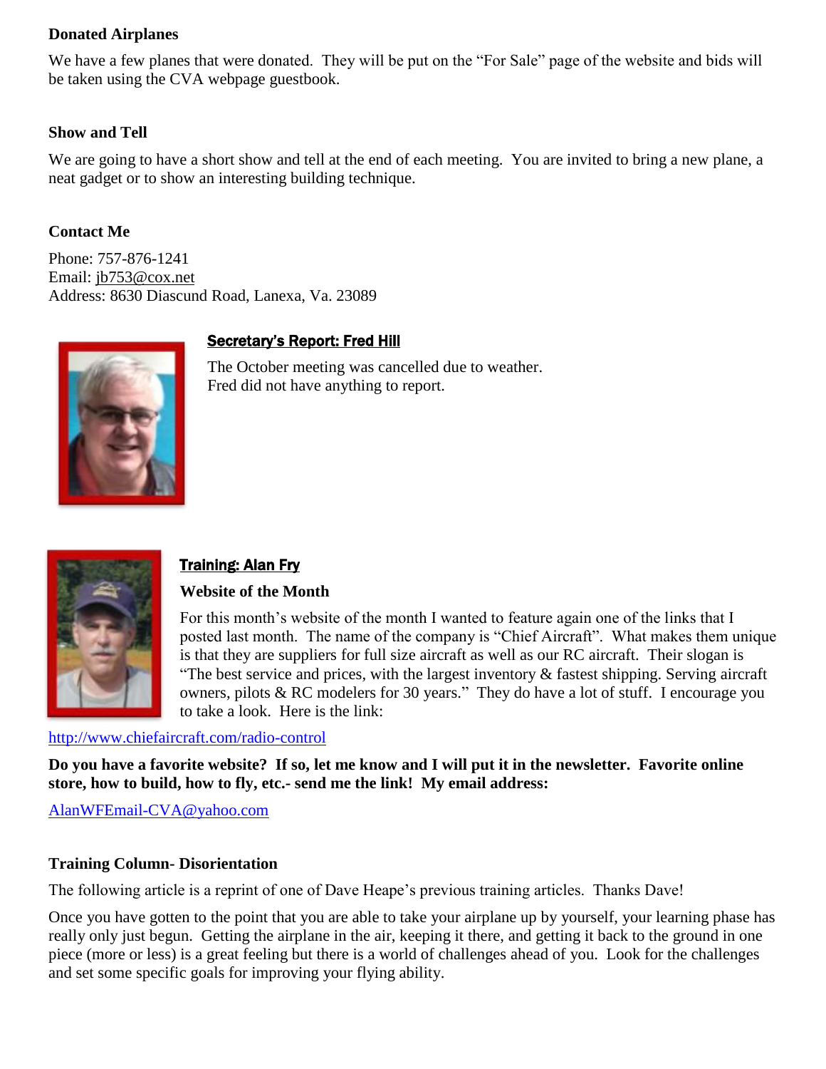### Donated Airplanes

We have a few planes that were donated. They will be put on the "For Sale" page of the website and bids will be taken using the CVA webpage guestbook.

### Show and Tell

We are going to have a short show and tell at the end of each meeting. You are invited to bring a new plane, a neat gadget or to show an interesting building technique.

### Contact Me

Phone: 757-876-1241
Email: jb753@cox.net
Address: 8630 Diascund Road, Lanexa, Va. 23089

## Secretary's Report: Fred Hill

The October meeting was cancelled due to weather.
Fred did not have anything to report.

## Training: Alan Fry

### Website of the Month

For this month's website of the month I wanted to feature again one of the links that I posted last month. The name of the company is "Chief Aircraft". What makes them unique is that they are suppliers for full size aircraft as well as our RC aircraft. Their slogan is "The best service and prices, with the largest inventory & fastest shipping. Serving aircraft owners, pilots & RC modelers for 30 years." They do have a lot of stuff. I encourage you to take a look. Here is the link:

http://www.chiefaircraft.com/radio-control

**Do you have a favorite website? If so, let me know and I will put it in the newsletter. Favorite online store, how to build, how to fly, etc.- send me the link! My email address:**

AlanWFEmail-CVA@yahoo.com

### Training Column- Disorientation

The following article is a reprint of one of Dave Heape's previous training articles. Thanks Dave!

Once you have gotten to the point that you are able to take your airplane up by yourself, your learning phase has really only just begun. Getting the airplane in the air, keeping it there, and getting it back to the ground in one piece (more or less) is a great feeling but there is a world of challenges ahead of you. Look for the challenges and set some specific goals for improving your flying ability.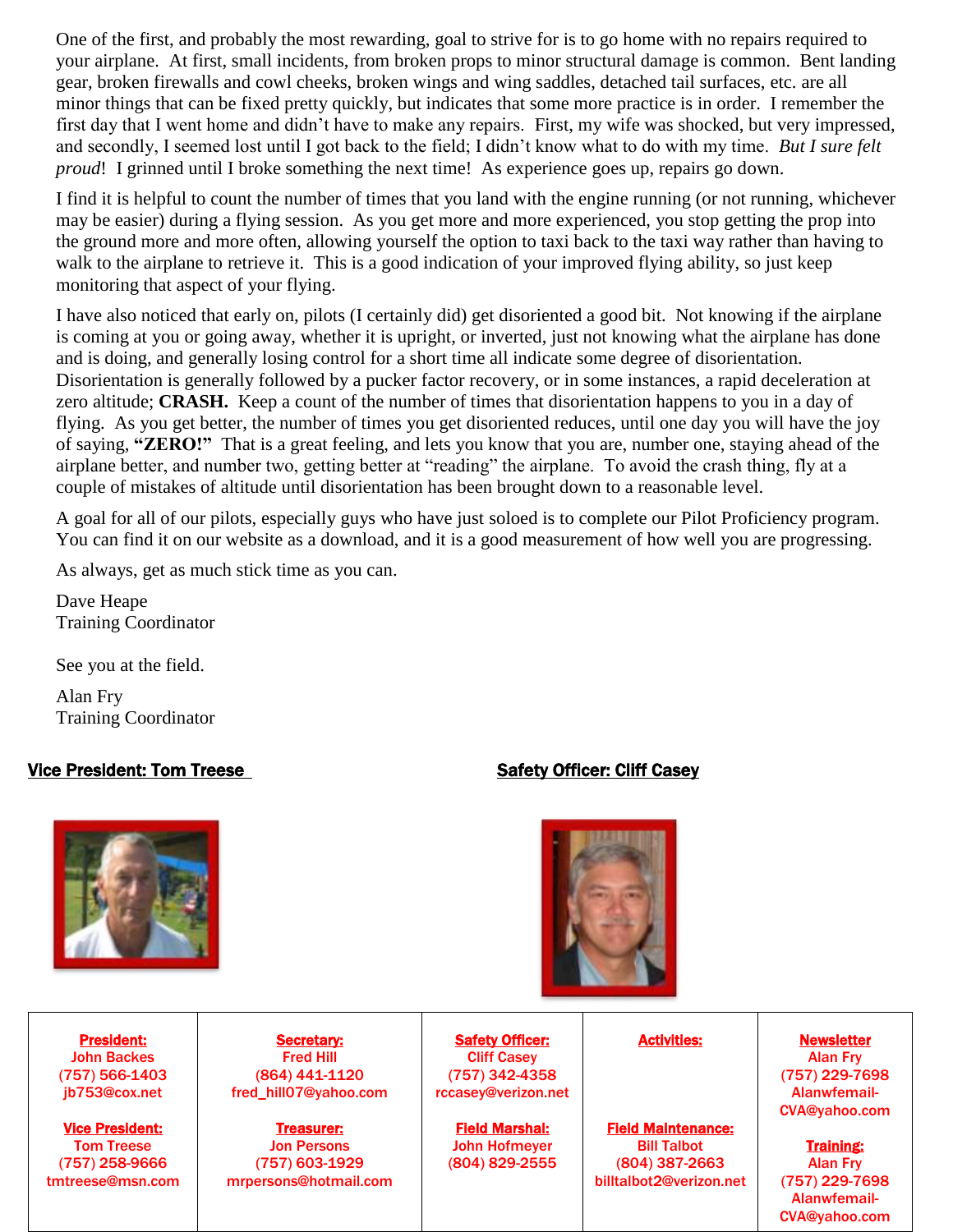One of the first, and probably the most rewarding, goal to strive for is to go home with no repairs required to your airplane. At first, small incidents, from broken props to minor structural damage is common. Bent landing gear, broken firewalls and cowl cheeks, broken wings and wing saddles, detached tail surfaces, etc. are all minor things that can be fixed pretty quickly, but indicates that some more practice is in order. I remember the first day that I went home and didn't have to make any repairs. First, my wife was shocked, but very impressed, and secondly, I seemed lost until I got back to the field; I didn't know what to do with my time. *But I sure felt proud*! I grinned until I broke something the next time! As experience goes up, repairs go down.

I find it is helpful to count the number of times that you land with the engine running (or not running, whichever may be easier) during a flying session. As you get more and more experienced, you stop getting the prop into the ground more and more often, allowing yourself the option to taxi back to the taxi way rather than having to walk to the airplane to retrieve it. This is a good indication of your improved flying ability, so just keep monitoring that aspect of your flying.

I have also noticed that early on, pilots (I certainly did) get disoriented a good bit. Not knowing if the airplane is coming at you or going away, whether it is upright, or inverted, just not knowing what the airplane has done and is doing, and generally losing control for a short time all indicate some degree of disorientation. Disorientation is generally followed by a pucker factor recovery, or in some instances, a rapid deceleration at zero altitude; **CRASH.** Keep a count of the number of times that disorientation happens to you in a day of flying. As you get better, the number of times you get disoriented reduces, until one day you will have the joy of saying, **"ZERO!"** That is a great feeling, and lets you know that you are, number one, staying ahead of the airplane better, and number two, getting better at "reading" the airplane. To avoid the crash thing, fly at a couple of mistakes of altitude until disorientation has been brought down to a reasonable level.

A goal for all of our pilots, especially guys who have just soloed is to complete our Pilot Proficiency program. You can find it on our website as a download, and it is a good measurement of how well you are progressing.

As always, get as much stick time as you can.

Dave Heape
Training Coordinator

See you at the field.

Alan Fry
Training Coordinator

**Vice President: Tom Treese**

**Safety Officer: Cliff Casey**

| | | | | |
|---|---|---|---|---|
| **President:** John Backes (757) 566-1403 jb753@cox.net | **Secretary:** Fred Hill (864) 441-1120 fred_hill07@yahoo.com | **Safety Officer:** Cliff Casey (757) 342-4358 rccasey@verizon.net | **Activities:** | **Newsletter** Alan Fry (757) 229-7698 Alanwfemail-CVA@yahoo.com |
| **Vice President:** Tom Treese (757) 258-9666 tmtreese@msn.com | **Treasurer:** Jon Persons (757) 603-1929 mrpersons@hotmail.com | **Field Marshal:** John Hofmeyer (804) 829-2555 | **Field Maintenance:** Bill Talbot (804) 387-2663 billtalbot2@verizon.net | **Training:** Alan Fry (757) 229-7698 Alanwfemail-CVA@yahoo.com |